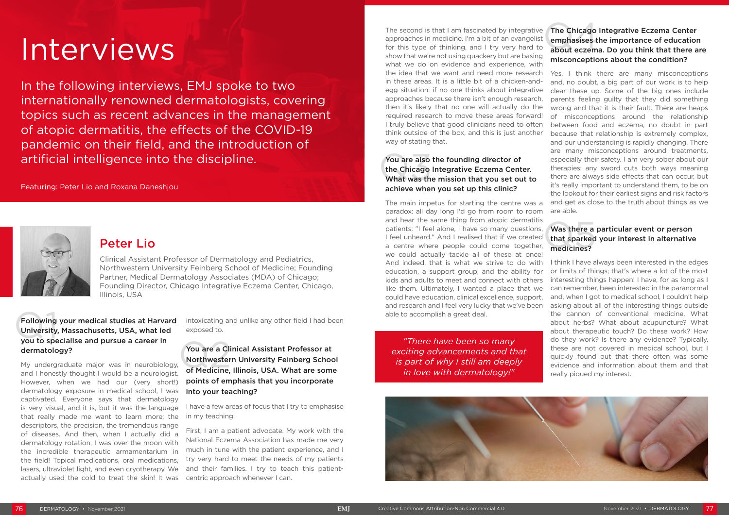# Interviews

In the following interviews, EMJ spoke to two internationally renowned dermatologists, covering topics such as recent advances in the management of atopic dermatitis, the effects of the COVID-19 pandemic on their field, and the introduction of artificial intelligence into the discipline.

Featuring: Peter Lio and Roxana Daneshjou

## Peter Lio

Clinical Assistant Professor of Dermatology and Pediatrics, Northwestern University Feinberg School of Medicine; Founding Partner, Medical Dermatology Associates (MDA) of Chicago; Founding Director, Chicago Integrative Eczema Center, Chicago, Illinois, USA

**Q1 Following your medical studies at Harvard University, Massachusetts, USA, what led you to specialise and pursue a career in dermatology?**

My undergraduate major was in neurobiology, and I honestly thought I would be a neurologist. However, when we had our (very short!) dermatology exposure in medical school, I was captivated. Everyone says that dermatology is very visual, and it is, but it was the language that really made me want to learn more; the descriptors, the precision, the tremendous range of diseases. And then, when I actually did a dermatology rotation, I was over the moon with the incredible therapeutic armamentarium in the field! Topical medications, oral medications, lasers, ultraviolet light, and even cryotherapy. We actually used the cold to treat the skin! It was intoxicating and unlike any other field I had been exposed to.

**Q2 You are a Clinical Assistant Professor at Northwestern University Feinberg School of Medicine, Illinois, USA. What are some points of emphasis that you incorporate into your teaching?**

I have a few areas of focus that I try to emphasise in my teaching:

First, I am a patient advocate. My work with the National Eczema Association has made me very much in tune with the patient experience, and I try very hard to meet the needs of my patients and their families. I try to teach this patient-centric approach whenever I can.

The second is that I am fascinated by integrative approaches in medicine. I'm a bit of an evangelist for this type of thinking, and I try very hard to show that we're not using quackery but are basing what we do on evidence and experience, with the idea that we want and need more research in these areas. It is a little bit of a chicken-and-egg situation: if no one thinks about integrative approaches because there isn't enough research, then it's likely that no one will actually do the required research to move these areas forward! I truly believe that good clinicians need to often think outside of the box, and this is just another way of stating that.

**Q3 You are also the founding director of the Chicago Integrative Eczema Center. What was the mission that you set out to achieve when you set up this clinic?**

The main impetus for starting the centre was a paradox: all day long I'd go from room to room and hear the same thing from atopic dermatitis patients: "I feel alone, I have so many questions, I feel unheard." And I realised that if we created a centre where people could come together, we could actually tackle all of these at once! And indeed, that is what we strive to do with education, a support group, and the ability for kids and adults to meet and connect with others like them. Ultimately, I wanted a place that we could have education, clinical excellence, support, and research and I feel very lucky that we've been able to accomplish a great deal.

*"There have been so many exciting advancements and that is part of why I still am deeply in love with dermatology!"*

**Q4 The Chicago Integrative Eczema Center emphasises the importance of education about eczema. Do you think that there are misconceptions about the condition?**

Yes, I think there are many misconceptions and, no doubt, a big part of our work is to help clear these up. Some of the big ones include parents feeling guilty that they did something wrong and that it is their fault. There are heaps of misconceptions around the relationship between food and eczema, no doubt in part because that relationship is extremely complex, and our understanding is rapidly changing. There are many misconceptions around treatments, especially their safety. I am very sober about our therapies: any sword cuts both ways meaning there are always side effects that can occur, but it's really important to understand them, to be on the lookout for their earliest signs and risk factors and get as close to the truth about things as we are able.

**Q5 Was there a particular event or person that sparked your interest in alternative medicines?**

I think I have always been interested in the edges or limits of things; that's where a lot of the most interesting things happen! I have, for as long as I can remember, been interested in the paranormal and, when I got to medical school, I couldn't help asking about all of the interesting things outside the cannon of conventional medicine. What about herbs? What about acupuncture? What about therapeutic touch? Do these work? How do they work? Is there any evidence? Typically, these are not covered in medical school, but I quickly found out that there often was some evidence and information about them and that really piqued my interest.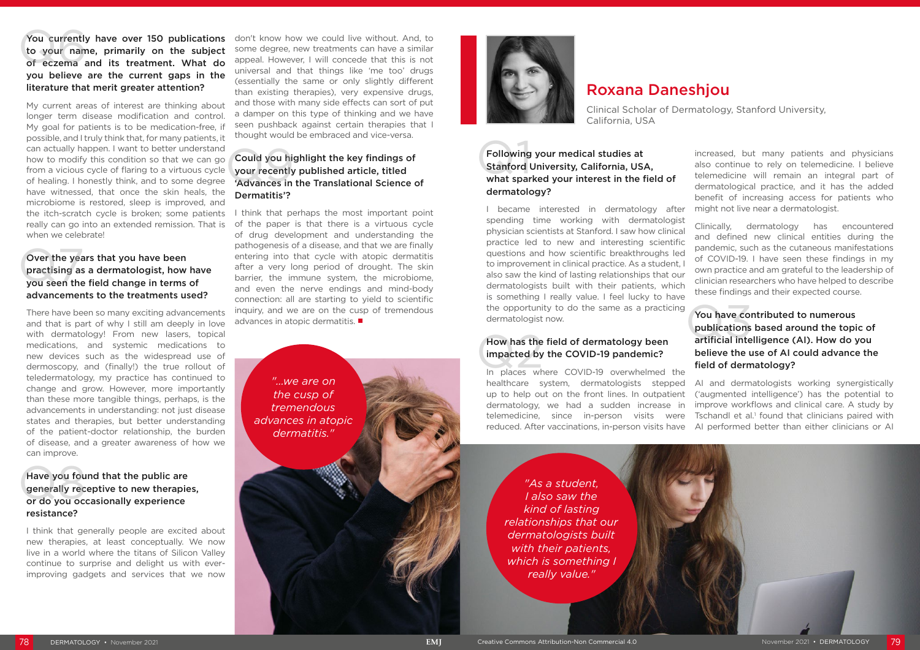**You currently have over 150 publications to your name, primarily on the subject of eczema and its treatment. What do you believe are the current gaps in the literature that merit greater attention?**

My current areas of interest are thinking about longer term disease modification and control. My goal for patients is to be medication-free, if possible, and I truly think that, for many patients, it can actually happen. I want to better understand how to modify this condition so that we can go from a vicious cycle of flaring to a virtuous cycle of healing. I honestly think, and to some degree have witnessed, that once the skin heals, the microbiome is restored, sleep is improved, and the itch-scratch cycle is broken; some patients really can go into an extended remission. That is when we celebrate!

**Over the years that you have been practising as a dermatologist, how have you seen the field change in terms of advancements to the treatments used?**

There have been so many exciting advancements and that is part of why I still am deeply in love with dermatology! From new lasers, topical medications, and systemic medications to new devices such as the widespread use of dermoscopy, and (finally!) the true rollout of teledermatology, my practice has continued to change and grow. However, more importantly than these more tangible things, perhaps, is the advancements in understanding: not just disease states and therapies, but better understanding of the patient-doctor relationship, the burden of disease, and a greater awareness of how we can improve.

**Have you found that the public are generally receptive to new therapies, or do you occasionally experience resistance?**

I think that generally people are excited about new therapies, at least conceptually. We now live in a world where the titans of Silicon Valley continue to surprise and delight us with ever-improving gadgets and services that we now don't know how we could live without. And, to some degree, new treatments can have a similar appeal. However, I will concede that this is not universal and that things like 'me too' drugs (essentially the same or only slightly different than existing therapies), very expensive drugs, and those with many side effects can sort of put a damper on this type of thinking and we have seen pushback against certain therapies that I thought would be embraced and vice-versa.

**Could you highlight the key findings of your recently published article, titled 'Advances in the Translational Science of Dermatitis'?**

I think that perhaps the most important point of the paper is that there is a virtuous cycle of drug development and understanding the pathogenesis of a disease, and that we are finally entering into that cycle with atopic dermatitis after a very long period of drought. The skin barrier, the immune system, the microbiome, and even the nerve endings and mind-body connection: all are starting to yield to scientific inquiry, and we are on the cusp of tremendous advances in atopic dermatitis.

*"...we are on the cusp of tremendous advances in atopic dermatitis."*

## Roxana Daneshjou

Clinical Scholar of Dermatology, Stanford University, California, USA

**Following your medical studies at Stanford University, California, USA, what sparked your interest in the field of dermatology?**

I became interested in dermatology after spending time working with dermatologist physician scientists at Stanford. I saw how clinical practice led to new and interesting scientific questions and how scientific breakthroughs led to improvement in clinical practice. As a student, I also saw the kind of lasting relationships that our dermatologists built with their patients, which is something I really value. I feel lucky to have the opportunity to do the same as a practicing dermatologist now.

**How has the field of dermatology been impacted by the COVID-19 pandemic?**

In places where COVID-19 overwhelmed the healthcare system, dermatologists stepped up to help out on the front lines. In outpatient dermatology, we had a sudden increase in telemedicine, since in-person visits were reduced. After vaccinations, in-person visits have increased, but many patients and physicians also continue to rely on telemedicine. I believe telemedicine will remain an integral part of dermatological practice, and it has the added benefit of increasing access for patients who might not live near a dermatologist.

Clinically, dermatology has encountered and defined new clinical entities during the pandemic, such as the cutaneous manifestations of COVID-19. I have seen these findings in my own practice and am grateful to the leadership of clinician researchers who have helped to describe these findings and their expected course.

**You have contributed to numerous publications based around the topic of artificial intelligence (AI). How do you believe the use of AI could advance the field of dermatology?**

AI and dermatologists working synergistically ('augmented intelligence') has the potential to improve workflows and clinical care. A study by Tschandl et al.[1] found that clinicians paired with AI performed better than either clinicians or AI

*"As a student, I also saw the kind of lasting relationships that our dermatologists built with their patients, which is something I really value."*